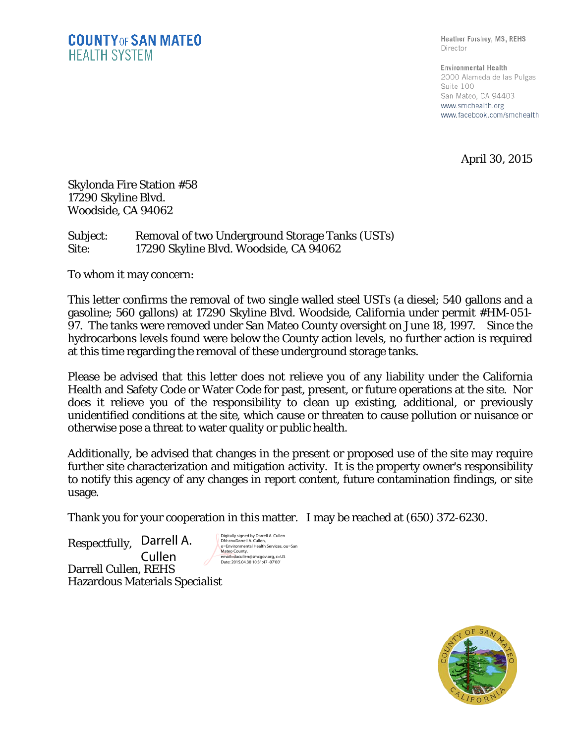**COUNTY OF SAN MATEO**
**HEALTH SYSTEM**

Heather Forshey, MS, REHS
Director

Environmental Health
2000 Alameda de las Pulgas
Suite 100
San Mateo, CA 94403
www.smchealth.org
www.facebook.com/smchealth

April 30, 2015

Skylonda Fire Station #58
17290 Skyline Blvd.
Woodside, CA 94062

Subject: Removal of two Underground Storage Tanks (USTs)
Site: 17290 Skyline Blvd. Woodside, CA 94062

To whom it may concern:

This letter confirms the removal of two single walled steel USTs (a diesel; 540 gallons and a gasoline; 560 gallons) at 17290 Skyline Blvd. Woodside, California under permit #HM-051-97. The tanks were removed under San Mateo County oversight on June 18, 1997. Since the hydrocarbons levels found were below the County action levels, no further action is required at this time regarding the removal of these underground storage tanks.

Please be advised that this letter does not relieve you of any liability under the California Health and Safety Code or Water Code for past, present, or future operations at the site. Nor does it relieve you of the responsibility to clean up existing, additional, or previously unidentified conditions at the site, which cause or threaten to cause pollution or nuisance or otherwise pose a threat to water quality or public health.

Additionally, be advised that changes in the present or proposed use of the site may require further site characterization and mitigation activity. It is the property owner's responsibility to notify this agency of any changes in report content, future contamination findings, or site usage.

Thank you for your cooperation in this matter. I may be reached at (650) 372-6230.

Respectfully, Darrell A. Cullen

Digitally signed by Darrell A. Cullen
DN: cn=Darrell A. Cullen, o=Environmental Health Services, ou=San Mateo County, email=dacullen@smcgov.org, c=US
Date: 2015.04.30 10:31:47 -07'00'

Darrell Cullen, REHS
Hazardous Materials Specialist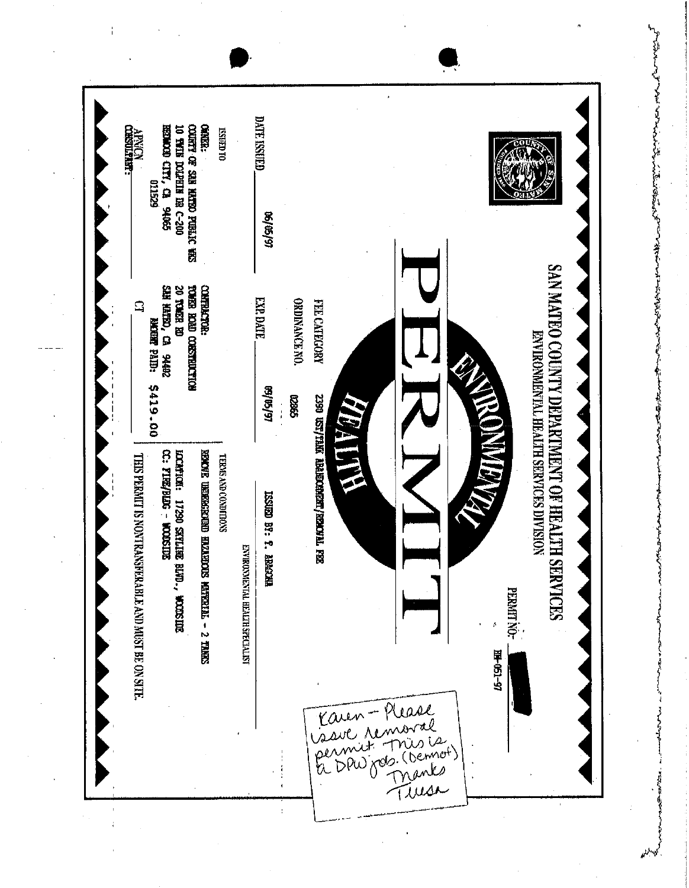# SAN MATEO COUNTY DEPARTMENT OF HEALTH SERVICES

ENVIRONMENTAL HEALTH SERVICES DIVISION

PERMIT NO: EH-051-97

## ENVIRONMENTAL HEALTH PERMIT

FEE CATEGORY: 2390 UST/TANK ABANDONMENT/REMOVAL FEE

ORDINANCE NO.: 02865

DATE ISSUED: 06/05/97

EXP. DATE: 09/05/97

ISSUED BY: F. ARBACORA
ENVIRONMENTAL HEALTH SPECIALIST

ISSUED TO

OWNER:
COUNTY OF SAN MATEO PUBLIC WKS
10 TWIN DOLPHIN DR C-200
REDWOOD CITY, CA 94065
01529

CONTRACTOR:
TOWER ROAD CONSTRUCTION
20 TOWER RD
SAN MATEO, CA 94402
MONEY PAID: $419.00

APN/CN
CONSULTANT: CT

TERMS AND CONDITIONS

REMOVE UNDERGROUND HAZARDOUS MATERIAL - 2 TANKS

LOCATION: 17290 SKYLINE BLVD., WOODSIDE

CC: FIRE/BLDG - WOODSIDE

THIS PERMIT IS NONTRANSFERABLE AND MUST BE ON SITE.

Karen - Please issue removal permit. This is a DPW job. (Dermot) Thanks Theresa